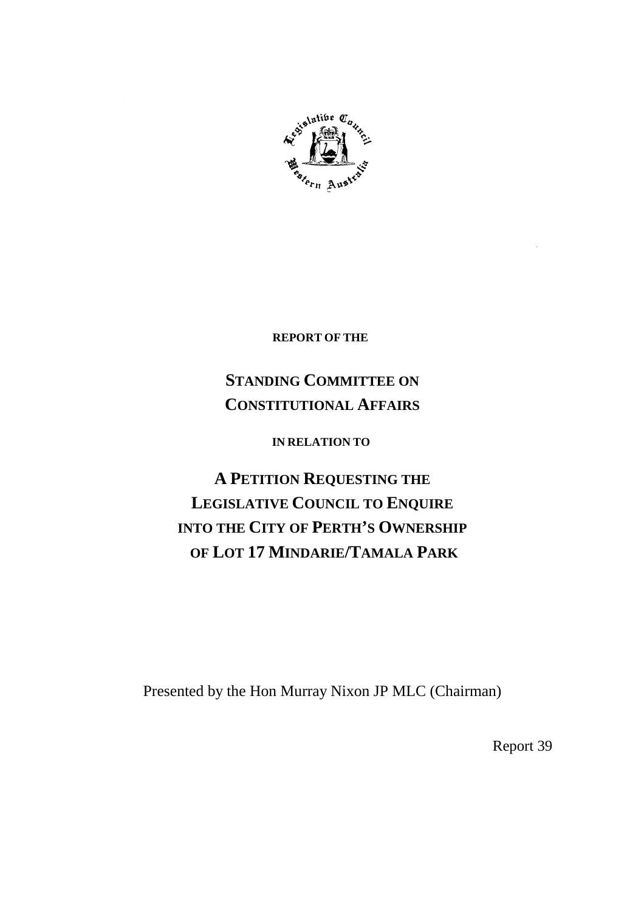**REPORT OF THE**

# STANDING COMMITTEE ON CONSTITUTIONAL AFFAIRS

**IN RELATION TO**

# A PETITION REQUESTING THE LEGISLATIVE COUNCIL TO ENQUIRE INTO THE CITY OF PERTH'S OWNERSHIP OF LOT 17 MINDARIE/TAMALA PARK

Presented by the Hon Murray Nixon JP MLC (Chairman)

Report 39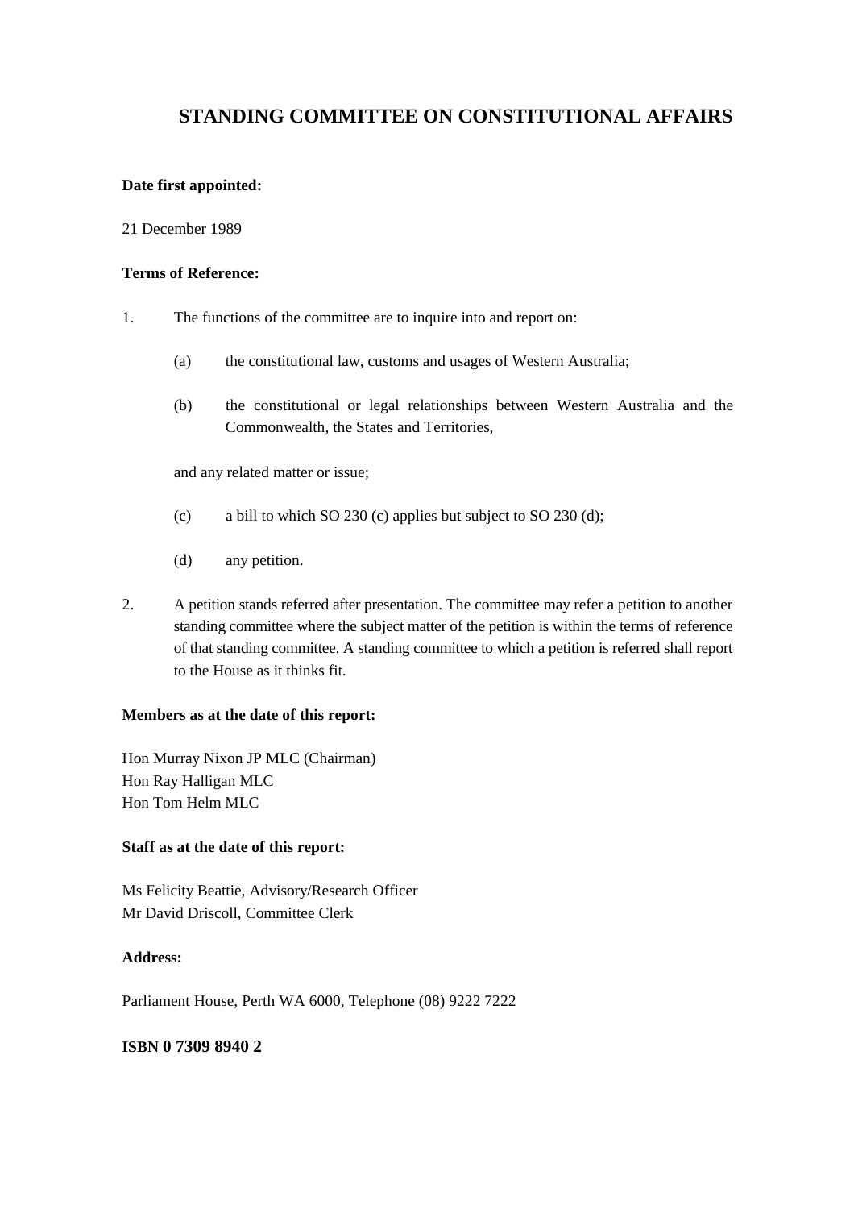# STANDING COMMITTEE ON CONSTITUTIONAL AFFAIRS

**Date first appointed:**

21 December 1989

**Terms of Reference:**

1. The functions of the committee are to inquire into and report on:

   (a) the constitutional law, customs and usages of Western Australia;

   (b) the constitutional or legal relationships between Western Australia and the Commonwealth, the States and Territories,

   and any related matter or issue;

   (c) a bill to which SO 230 (c) applies but subject to SO 230 (d);

   (d) any petition.

2. A petition stands referred after presentation. The committee may refer a petition to another standing committee where the subject matter of the petition is within the terms of reference of that standing committee. A standing committee to which a petition is referred shall report to the House as it thinks fit.

**Members as at the date of this report:**

Hon Murray Nixon JP MLC (Chairman)
Hon Ray Halligan MLC
Hon Tom Helm MLC

**Staff as at the date of this report:**

Ms Felicity Beattie, Advisory/Research Officer
Mr David Driscoll, Committee Clerk

**Address:**

Parliament House, Perth WA 6000, Telephone (08) 9222 7222

**ISBN 0 7309 8940 2**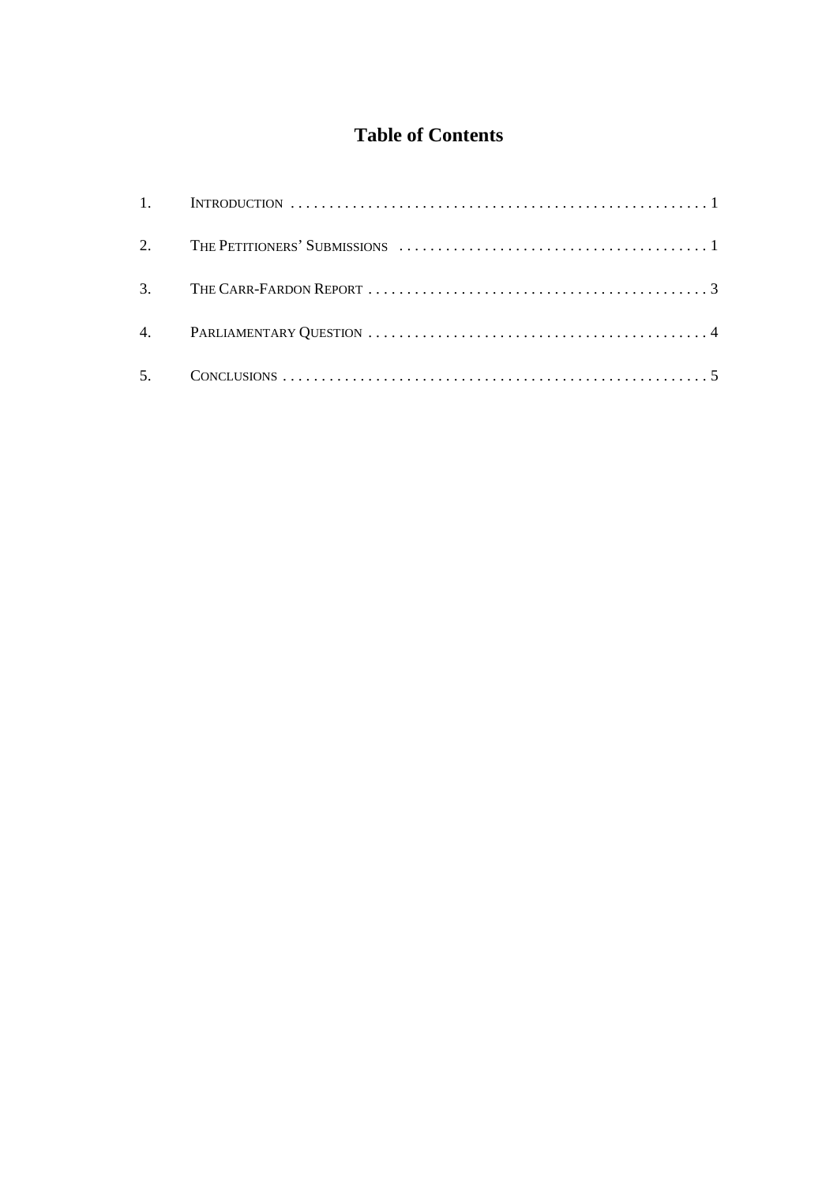# Table of Contents

1. Introduction ..................................................... 1
2. The Petitioners' Submissions ..................................... 1
3. The Carr-Fardon Report ........................................... 3
4. Parliamentary Question ........................................... 4
5. Conclusions ...................................................... 5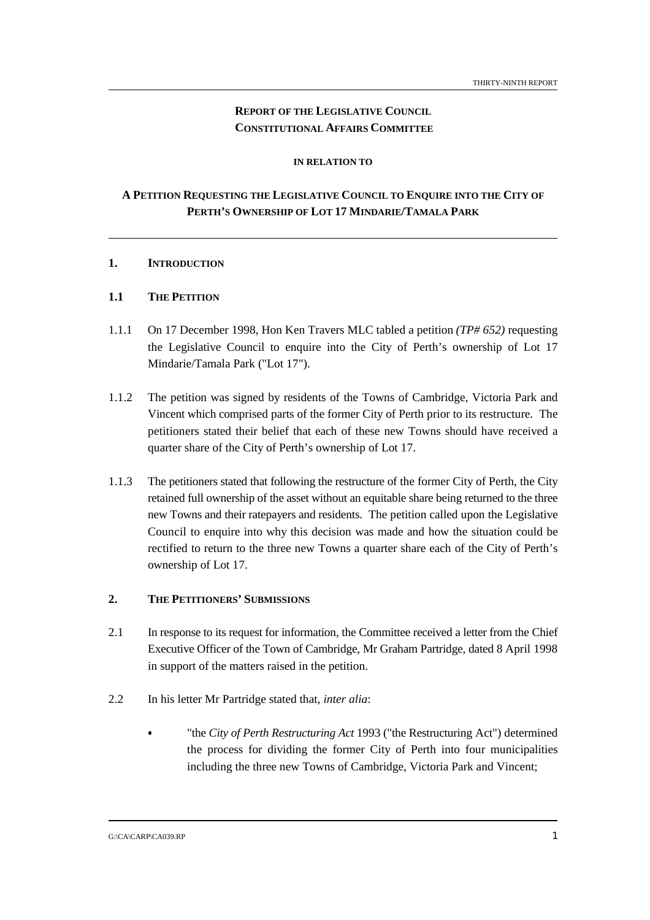# REPORT OF THE LEGISLATIVE COUNCIL CONSTITUTIONAL AFFAIRS COMMITTEE

**IN RELATION TO**

## A PETITION REQUESTING THE LEGISLATIVE COUNCIL TO ENQUIRE INTO THE CITY OF PERTH'S OWNERSHIP OF LOT 17 MINDARIE/TAMALA PARK

### 1. INTRODUCTION

### 1.1 THE PETITION

1.1.1 On 17 December 1998, Hon Ken Travers MLC tabled a petition *(TP# 652)* requesting the Legislative Council to enquire into the City of Perth's ownership of Lot 17 Mindarie/Tamala Park ("Lot 17").

1.1.2 The petition was signed by residents of the Towns of Cambridge, Victoria Park and Vincent which comprised parts of the former City of Perth prior to its restructure. The petitioners stated their belief that each of these new Towns should have received a quarter share of the City of Perth's ownership of Lot 17.

1.1.3 The petitioners stated that following the restructure of the former City of Perth, the City retained full ownership of the asset without an equitable share being returned to the three new Towns and their ratepayers and residents. The petition called upon the Legislative Council to enquire into why this decision was made and how the situation could be rectified to return to the three new Towns a quarter share each of the City of Perth's ownership of Lot 17.

### 2. THE PETITIONERS' SUBMISSIONS

2.1 In response to its request for information, the Committee received a letter from the Chief Executive Officer of the Town of Cambridge, Mr Graham Partridge, dated 8 April 1998 in support of the matters raised in the petition.

2.2 In his letter Mr Partridge stated that, *inter alia*:

- "the *City of Perth Restructuring Act* 1993 ("the Restructuring Act") determined the process for dividing the former City of Perth into four municipalities including the three new Towns of Cambridge, Victoria Park and Vincent;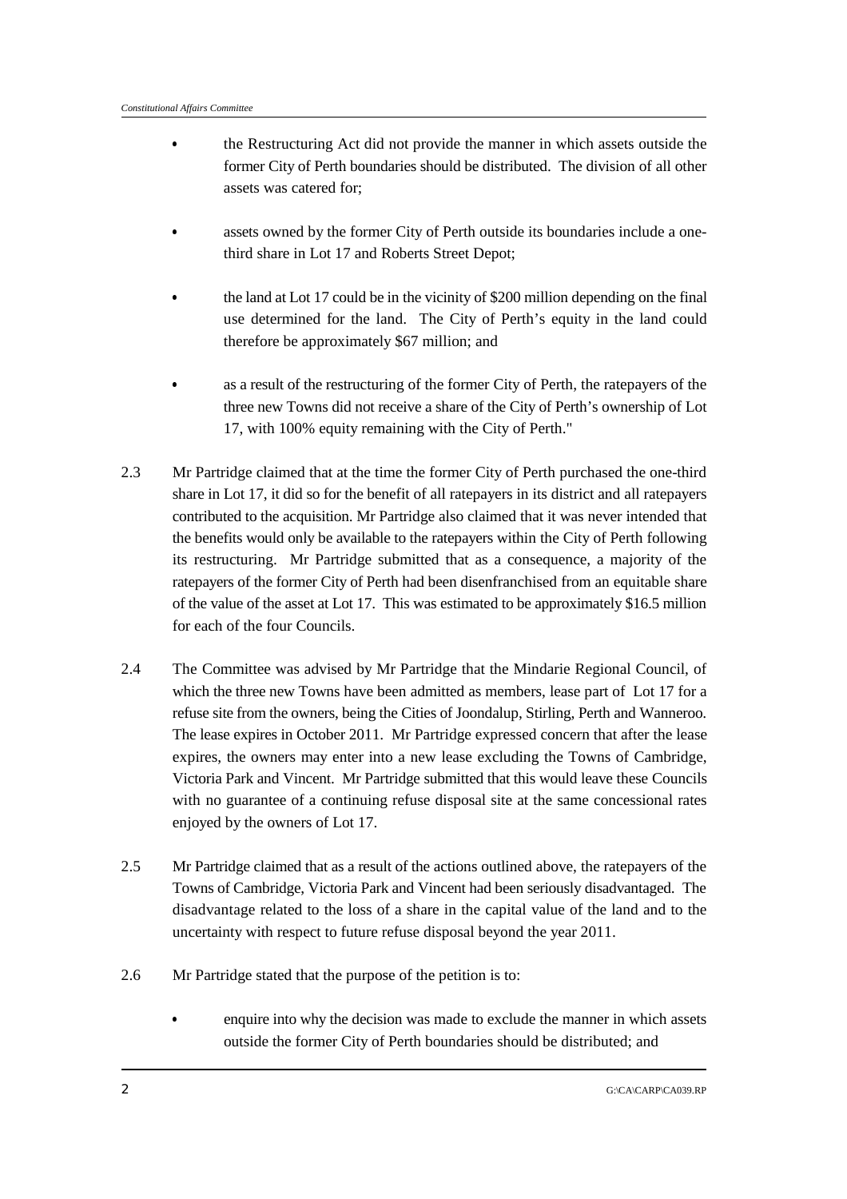- the Restructuring Act did not provide the manner in which assets outside the former City of Perth boundaries should be distributed. The division of all other assets was catered for;

- assets owned by the former City of Perth outside its boundaries include a one-third share in Lot 17 and Roberts Street Depot;

- the land at Lot 17 could be in the vicinity of $200 million depending on the final use determined for the land. The City of Perth's equity in the land could therefore be approximately $67 million; and

- as a result of the restructuring of the former City of Perth, the ratepayers of the three new Towns did not receive a share of the City of Perth's ownership of Lot 17, with 100% equity remaining with the City of Perth."

2.3 Mr Partridge claimed that at the time the former City of Perth purchased the one-third share in Lot 17, it did so for the benefit of all ratepayers in its district and all ratepayers contributed to the acquisition. Mr Partridge also claimed that it was never intended that the benefits would only be available to the ratepayers within the City of Perth following its restructuring. Mr Partridge submitted that as a consequence, a majority of the ratepayers of the former City of Perth had been disenfranchised from an equitable share of the value of the asset at Lot 17. This was estimated to be approximately $16.5 million for each of the four Councils.

2.4 The Committee was advised by Mr Partridge that the Mindarie Regional Council, of which the three new Towns have been admitted as members, lease part of Lot 17 for a refuse site from the owners, being the Cities of Joondalup, Stirling, Perth and Wanneroo. The lease expires in October 2011. Mr Partridge expressed concern that after the lease expires, the owners may enter into a new lease excluding the Towns of Cambridge, Victoria Park and Vincent. Mr Partridge submitted that this would leave these Councils with no guarantee of a continuing refuse disposal site at the same concessional rates enjoyed by the owners of Lot 17.

2.5 Mr Partridge claimed that as a result of the actions outlined above, the ratepayers of the Towns of Cambridge, Victoria Park and Vincent had been seriously disadvantaged. The disadvantage related to the loss of a share in the capital value of the land and to the uncertainty with respect to future refuse disposal beyond the year 2011.

2.6 Mr Partridge stated that the purpose of the petition is to:

- enquire into why the decision was made to exclude the manner in which assets outside the former City of Perth boundaries should be distributed; and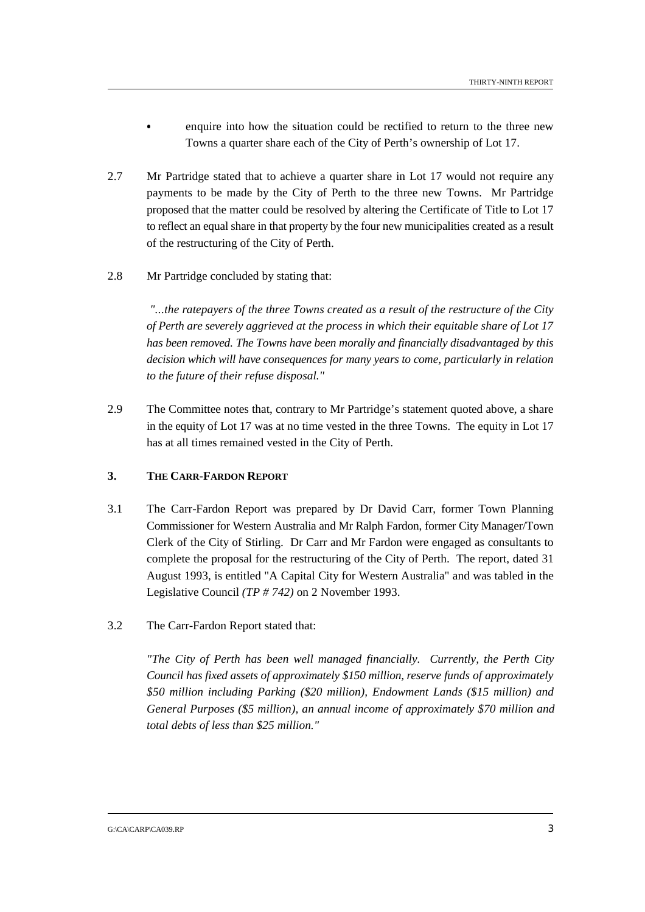- enquire into how the situation could be rectified to return to the three new Towns a quarter share each of the City of Perth's ownership of Lot 17.

2.7 Mr Partridge stated that to achieve a quarter share in Lot 17 would not require any payments to be made by the City of Perth to the three new Towns. Mr Partridge proposed that the matter could be resolved by altering the Certificate of Title to Lot 17 to reflect an equal share in that property by the four new municipalities created as a result of the restructuring of the City of Perth.

2.8 Mr Partridge concluded by stating that:

> *"...the ratepayers of the three Towns created as a result of the restructure of the City of Perth are severely aggrieved at the process in which their equitable share of Lot 17 has been removed. The Towns have been morally and financially disadvantaged by this decision which will have consequences for many years to come, particularly in relation to the future of their refuse disposal."*

2.9 The Committee notes that, contrary to Mr Partridge's statement quoted above, a share in the equity of Lot 17 was at no time vested in the three Towns. The equity in Lot 17 has at all times remained vested in the City of Perth.

## 3. THE CARR-FARDON REPORT

3.1 The Carr-Fardon Report was prepared by Dr David Carr, former Town Planning Commissioner for Western Australia and Mr Ralph Fardon, former City Manager/Town Clerk of the City of Stirling. Dr Carr and Mr Fardon were engaged as consultants to complete the proposal for the restructuring of the City of Perth. The report, dated 31 August 1993, is entitled "A Capital City for Western Australia" and was tabled in the Legislative Council *(TP # 742)* on 2 November 1993.

3.2 The Carr-Fardon Report stated that:

> *"The City of Perth has been well managed financially. Currently, the Perth City Council has fixed assets of approximately $150 million, reserve funds of approximately $50 million including Parking ($20 million), Endowment Lands ($15 million) and General Purposes ($5 million), an annual income of approximately $70 million and total debts of less than $25 million."*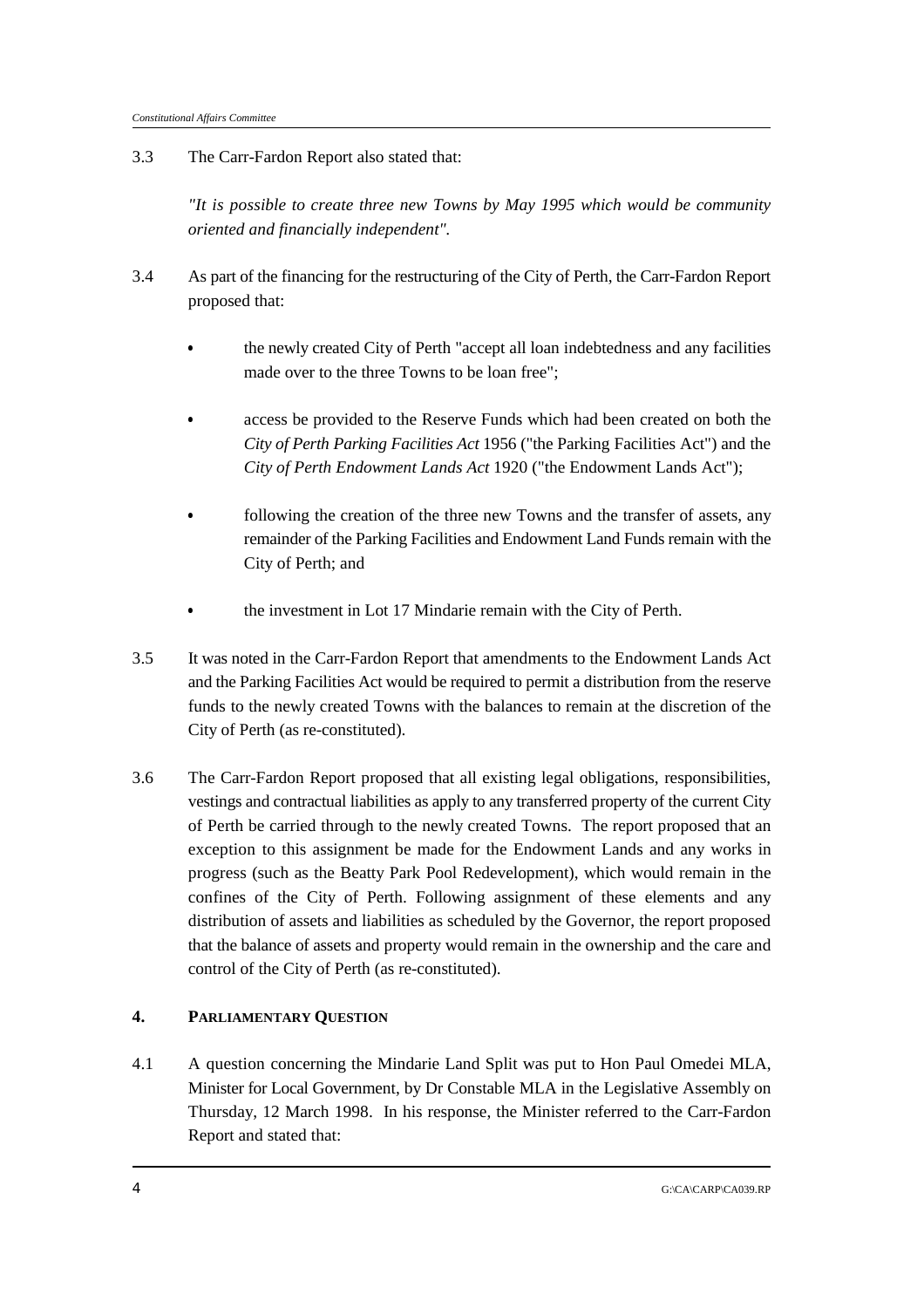3.3 The Carr-Fardon Report also stated that:

*"It is possible to create three new Towns by May 1995 which would be community oriented and financially independent".*

3.4 As part of the financing for the restructuring of the City of Perth, the Carr-Fardon Report proposed that:

- the newly created City of Perth "accept all loan indebtedness and any facilities made over to the three Towns to be loan free";
- access be provided to the Reserve Funds which had been created on both the *City of Perth Parking Facilities Act* 1956 ("the Parking Facilities Act") and the *City of Perth Endowment Lands Act* 1920 ("the Endowment Lands Act");
- following the creation of the three new Towns and the transfer of assets, any remainder of the Parking Facilities and Endowment Land Funds remain with the City of Perth; and
- the investment in Lot 17 Mindarie remain with the City of Perth.

3.5 It was noted in the Carr-Fardon Report that amendments to the Endowment Lands Act and the Parking Facilities Act would be required to permit a distribution from the reserve funds to the newly created Towns with the balances to remain at the discretion of the City of Perth (as re-constituted).

3.6 The Carr-Fardon Report proposed that all existing legal obligations, responsibilities, vestings and contractual liabilities as apply to any transferred property of the current City of Perth be carried through to the newly created Towns. The report proposed that an exception to this assignment be made for the Endowment Lands and any works in progress (such as the Beatty Park Pool Redevelopment), which would remain in the confines of the City of Perth. Following assignment of these elements and any distribution of assets and liabilities as scheduled by the Governor, the report proposed that the balance of assets and property would remain in the ownership and the care and control of the City of Perth (as re-constituted).

## 4. PARLIAMENTARY QUESTION

4.1 A question concerning the Mindarie Land Split was put to Hon Paul Omedei MLA, Minister for Local Government, by Dr Constable MLA in the Legislative Assembly on Thursday, 12 March 1998. In his response, the Minister referred to the Carr-Fardon Report and stated that: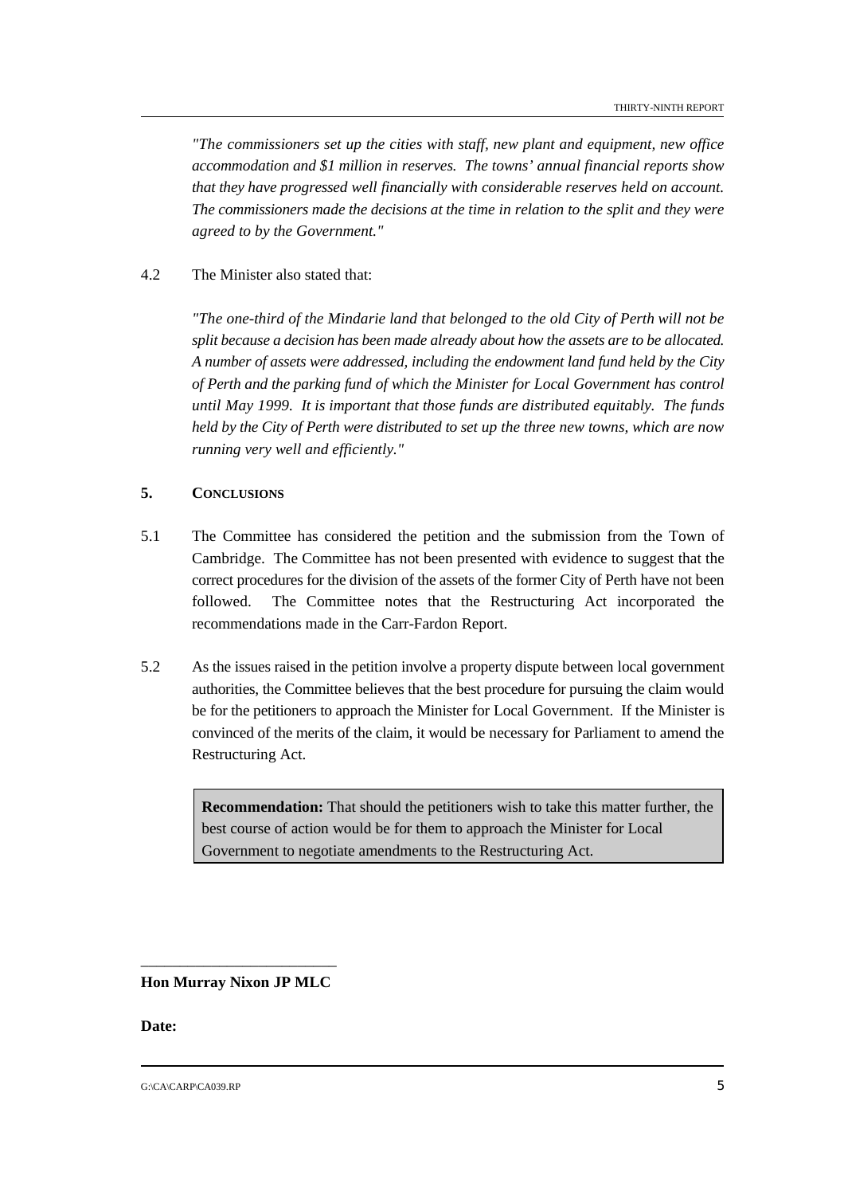*"The commissioners set up the cities with staff, new plant and equipment, new office accommodation and $1 million in reserves. The towns' annual financial reports show that they have progressed well financially with considerable reserves held on account. The commissioners made the decisions at the time in relation to the split and they were agreed to by the Government."*

4.2 The Minister also stated that:

*"The one-third of the Mindarie land that belonged to the old City of Perth will not be split because a decision has been made already about how the assets are to be allocated. A number of assets were addressed, including the endowment land fund held by the City of Perth and the parking fund of which the Minister for Local Government has control until May 1999. It is important that those funds are distributed equitably. The funds held by the City of Perth were distributed to set up the three new towns, which are now running very well and efficiently."*

## 5. Conclusions

5.1 The Committee has considered the petition and the submission from the Town of Cambridge. The Committee has not been presented with evidence to suggest that the correct procedures for the division of the assets of the former City of Perth have not been followed. The Committee notes that the Restructuring Act incorporated the recommendations made in the Carr-Fardon Report.

5.2 As the issues raised in the petition involve a property dispute between local government authorities, the Committee believes that the best procedure for pursuing the claim would be for the petitioners to approach the Minister for Local Government. If the Minister is convinced of the merits of the claim, it would be necessary for Parliament to amend the Restructuring Act.

> **Recommendation:** That should the petitioners wish to take this matter further, the best course of action would be for them to approach the Minister for Local Government to negotiate amendments to the Restructuring Act.

\_\_\_\_\_\_\_\_\_\_\_\_\_\_\_\_\_\_\_\_\_\_\_\_\_\_

**Hon Murray Nixon JP MLC**

**Date:**